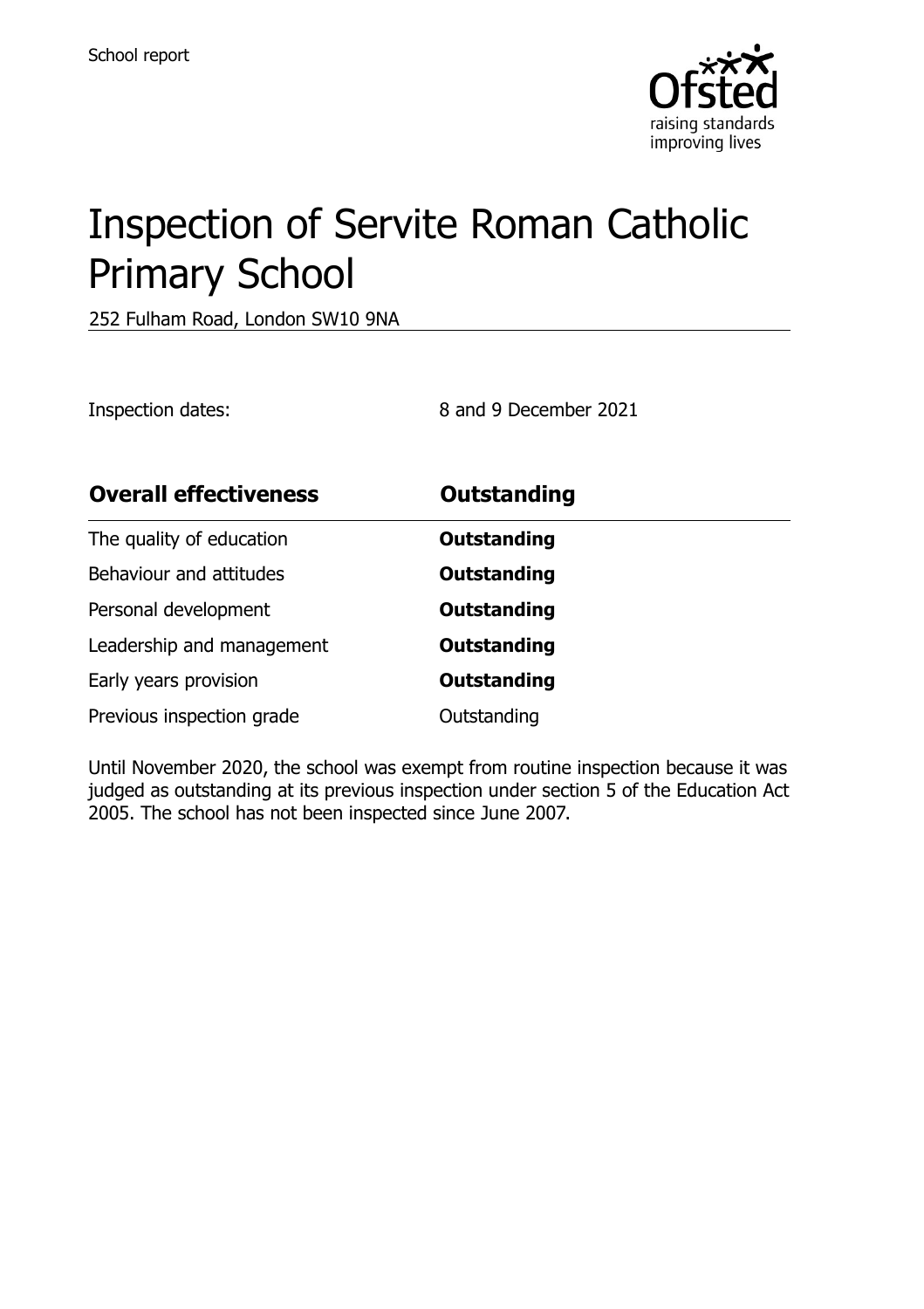School report

# Inspection of Servite Roman Catholic Primary School

252 Fulham Road, London SW10 9NA

Inspection dates: 8 and 9 December 2021

| **Overall effectiveness** | **Outstanding** |
|---|---|
| The quality of education | **Outstanding** |
| Behaviour and attitudes | **Outstanding** |
| Personal development | **Outstanding** |
| Leadership and management | **Outstanding** |
| Early years provision | **Outstanding** |
| Previous inspection grade | Outstanding |

Until November 2020, the school was exempt from routine inspection because it was judged as outstanding at its previous inspection under section 5 of the Education Act 2005. The school has not been inspected since June 2007.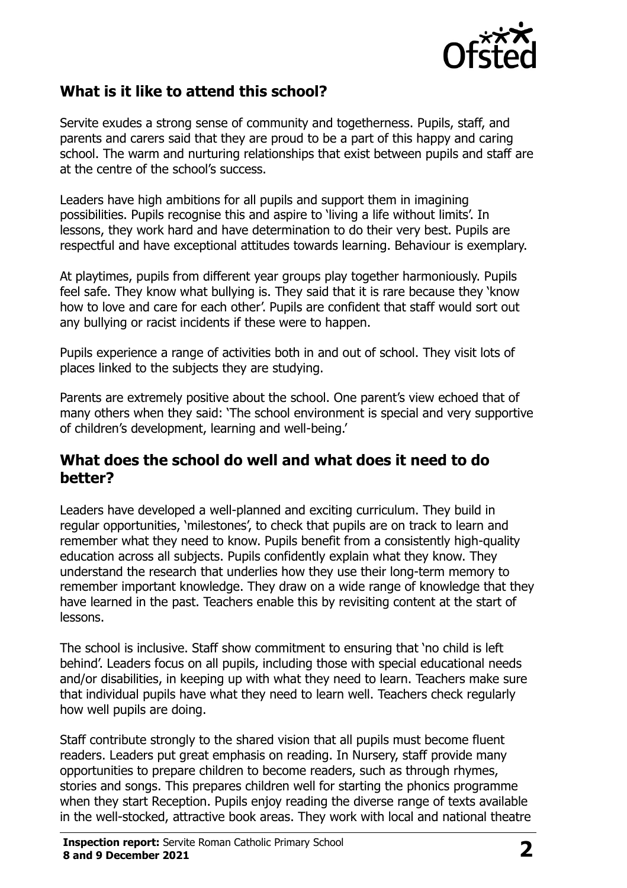## What is it like to attend this school?

Servite exudes a strong sense of community and togetherness. Pupils, staff, and parents and carers said that they are proud to be a part of this happy and caring school. The warm and nurturing relationships that exist between pupils and staff are at the centre of the school's success.

Leaders have high ambitions for all pupils and support them in imagining possibilities. Pupils recognise this and aspire to 'living a life without limits'. In lessons, they work hard and have determination to do their very best. Pupils are respectful and have exceptional attitudes towards learning. Behaviour is exemplary.

At playtimes, pupils from different year groups play together harmoniously. Pupils feel safe. They know what bullying is. They said that it is rare because they 'know how to love and care for each other'. Pupils are confident that staff would sort out any bullying or racist incidents if these were to happen.

Pupils experience a range of activities both in and out of school. They visit lots of places linked to the subjects they are studying.

Parents are extremely positive about the school. One parent's view echoed that of many others when they said: 'The school environment is special and very supportive of children's development, learning and well-being.'

## What does the school do well and what does it need to do better?

Leaders have developed a well-planned and exciting curriculum. They build in regular opportunities, 'milestones', to check that pupils are on track to learn and remember what they need to know. Pupils benefit from a consistently high-quality education across all subjects. Pupils confidently explain what they know. They understand the research that underlies how they use their long-term memory to remember important knowledge. They draw on a wide range of knowledge that they have learned in the past. Teachers enable this by revisiting content at the start of lessons.

The school is inclusive. Staff show commitment to ensuring that 'no child is left behind'. Leaders focus on all pupils, including those with special educational needs and/or disabilities, in keeping up with what they need to learn. Teachers make sure that individual pupils have what they need to learn well. Teachers check regularly how well pupils are doing.

Staff contribute strongly to the shared vision that all pupils must become fluent readers. Leaders put great emphasis on reading. In Nursery, staff provide many opportunities to prepare children to become readers, such as through rhymes, stories and songs. This prepares children well for starting the phonics programme when they start Reception. Pupils enjoy reading the diverse range of texts available in the well-stocked, attractive book areas. They work with local and national theatre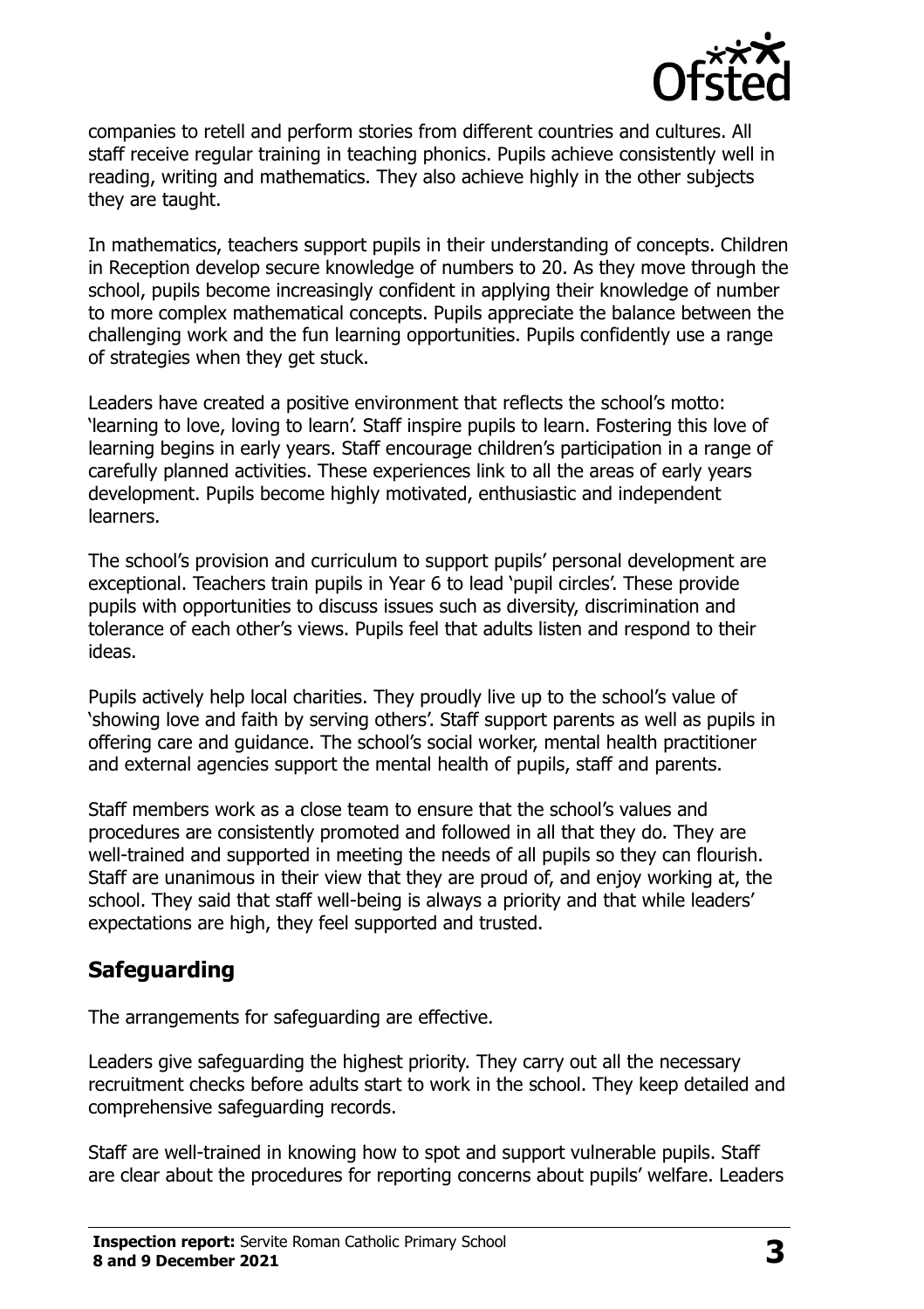companies to retell and perform stories from different countries and cultures. All staff receive regular training in teaching phonics. Pupils achieve consistently well in reading, writing and mathematics. They also achieve highly in the other subjects they are taught.

In mathematics, teachers support pupils in their understanding of concepts. Children in Reception develop secure knowledge of numbers to 20. As they move through the school, pupils become increasingly confident in applying their knowledge of number to more complex mathematical concepts. Pupils appreciate the balance between the challenging work and the fun learning opportunities. Pupils confidently use a range of strategies when they get stuck.

Leaders have created a positive environment that reflects the school's motto: 'learning to love, loving to learn'. Staff inspire pupils to learn. Fostering this love of learning begins in early years. Staff encourage children's participation in a range of carefully planned activities. These experiences link to all the areas of early years development. Pupils become highly motivated, enthusiastic and independent learners.

The school's provision and curriculum to support pupils' personal development are exceptional. Teachers train pupils in Year 6 to lead 'pupil circles'. These provide pupils with opportunities to discuss issues such as diversity, discrimination and tolerance of each other's views. Pupils feel that adults listen and respond to their ideas.

Pupils actively help local charities. They proudly live up to the school's value of 'showing love and faith by serving others'. Staff support parents as well as pupils in offering care and guidance. The school's social worker, mental health practitioner and external agencies support the mental health of pupils, staff and parents.

Staff members work as a close team to ensure that the school's values and procedures are consistently promoted and followed in all that they do. They are well-trained and supported in meeting the needs of all pupils so they can flourish. Staff are unanimous in their view that they are proud of, and enjoy working at, the school. They said that staff well-being is always a priority and that while leaders' expectations are high, they feel supported and trusted.

## Safeguarding

The arrangements for safeguarding are effective.

Leaders give safeguarding the highest priority. They carry out all the necessary recruitment checks before adults start to work in the school. They keep detailed and comprehensive safeguarding records.

Staff are well-trained in knowing how to spot and support vulnerable pupils. Staff are clear about the procedures for reporting concerns about pupils' welfare. Leaders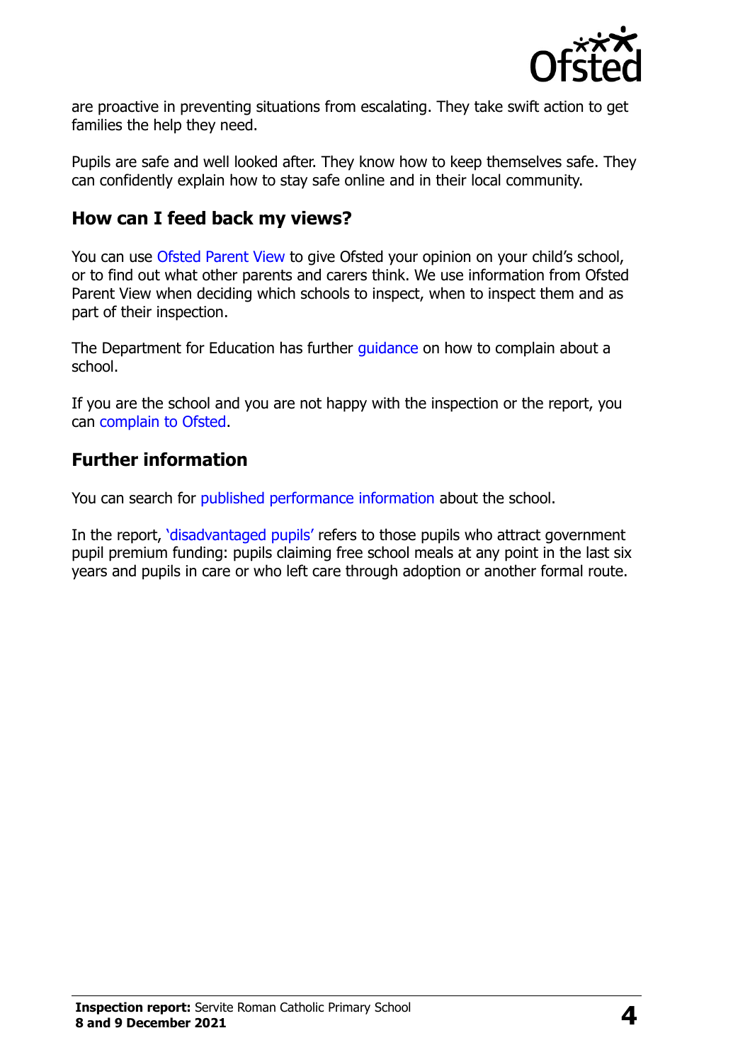are proactive in preventing situations from escalating. They take swift action to get families the help they need.

Pupils are safe and well looked after. They know how to keep themselves safe. They can confidently explain how to stay safe online and in their local community.

## How can I feed back my views?

You can use Ofsted Parent View to give Ofsted your opinion on your child's school, or to find out what other parents and carers think. We use information from Ofsted Parent View when deciding which schools to inspect, when to inspect them and as part of their inspection.

The Department for Education has further guidance on how to complain about a school.

If you are the school and you are not happy with the inspection or the report, you can complain to Ofsted.

## Further information

You can search for published performance information about the school.

In the report, 'disadvantaged pupils' refers to those pupils who attract government pupil premium funding: pupils claiming free school meals at any point in the last six years and pupils in care or who left care through adoption or another formal route.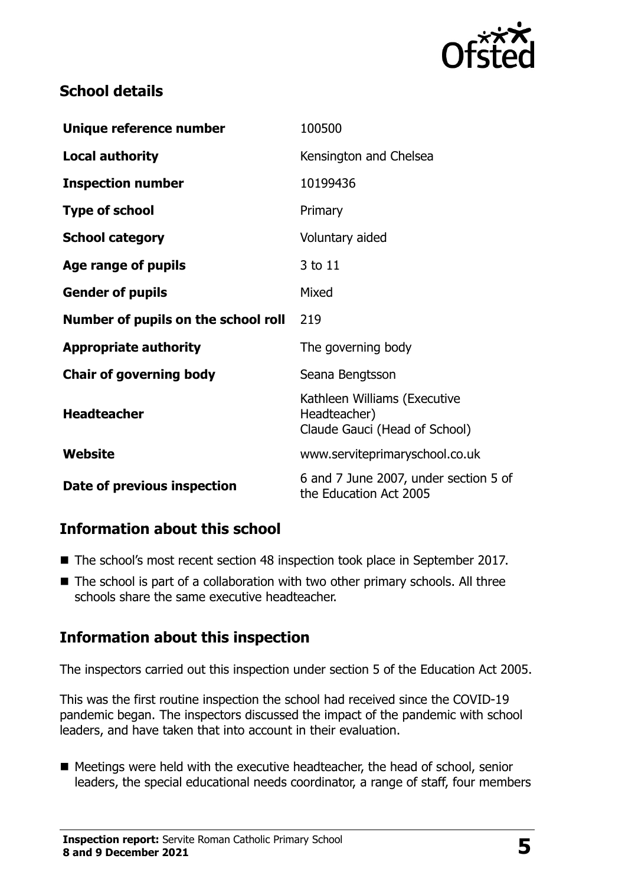## School details

| | |
|---|---|
| **Unique reference number** | 100500 |
| **Local authority** | Kensington and Chelsea |
| **Inspection number** | 10199436 |
| **Type of school** | Primary |
| **School category** | Voluntary aided |
| **Age range of pupils** | 3 to 11 |
| **Gender of pupils** | Mixed |
| **Number of pupils on the school roll** | 219 |
| **Appropriate authority** | The governing body |
| **Chair of governing body** | Seana Bengtsson |
| **Headteacher** | Kathleen Williams (Executive Headteacher) Claude Gauci (Head of School) |
| **Website** | www.serviteprimaryschool.co.uk |
| **Date of previous inspection** | 6 and 7 June 2007, under section 5 of the Education Act 2005 |

## Information about this school

- The school's most recent section 48 inspection took place in September 2017.
- The school is part of a collaboration with two other primary schools. All three schools share the same executive headteacher.

## Information about this inspection

The inspectors carried out this inspection under section 5 of the Education Act 2005.

This was the first routine inspection the school had received since the COVID-19 pandemic began. The inspectors discussed the impact of the pandemic with school leaders, and have taken that into account in their evaluation.

- Meetings were held with the executive headteacher, the head of school, senior leaders, the special educational needs coordinator, a range of staff, four members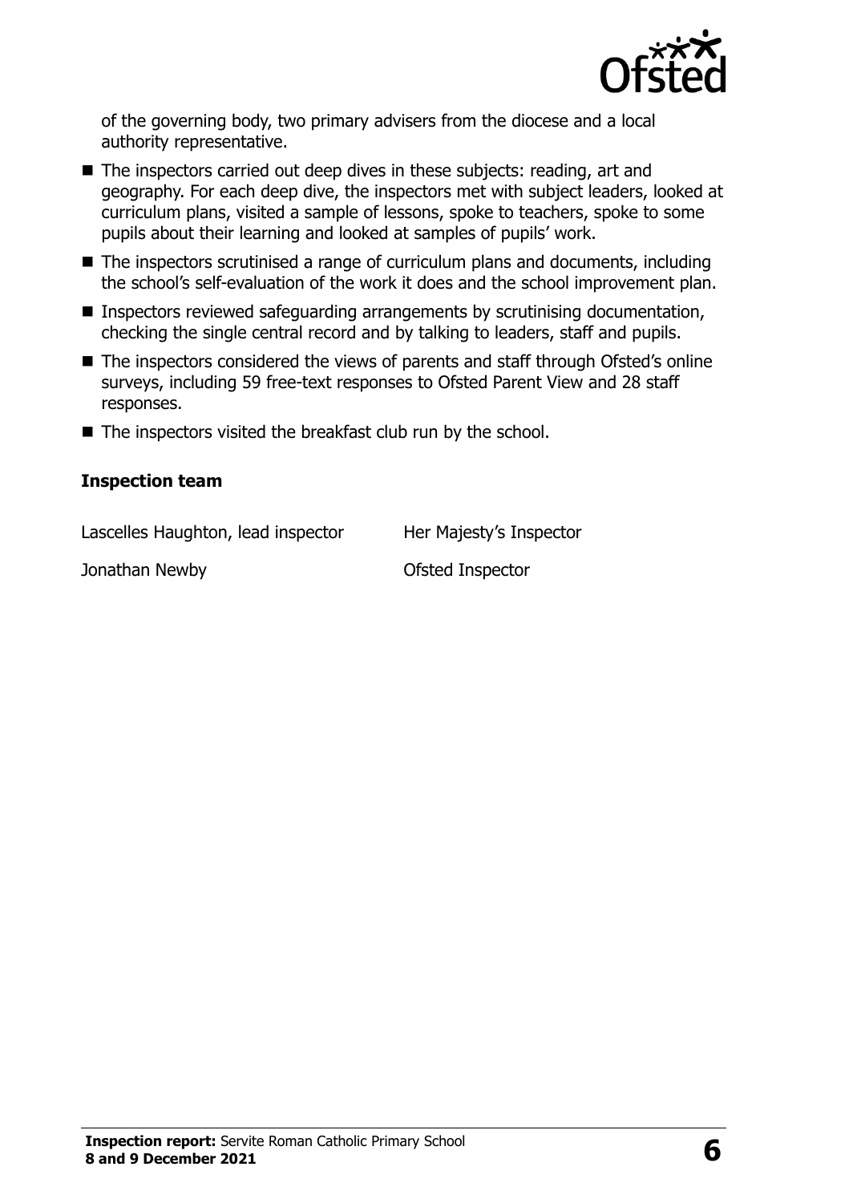of the governing body, two primary advisers from the diocese and a local authority representative.

- The inspectors carried out deep dives in these subjects: reading, art and geography. For each deep dive, the inspectors met with subject leaders, looked at curriculum plans, visited a sample of lessons, spoke to teachers, spoke to some pupils about their learning and looked at samples of pupils' work.
- The inspectors scrutinised a range of curriculum plans and documents, including the school's self-evaluation of the work it does and the school improvement plan.
- Inspectors reviewed safeguarding arrangements by scrutinising documentation, checking the single central record and by talking to leaders, staff and pupils.
- The inspectors considered the views of parents and staff through Ofsted's online surveys, including 59 free-text responses to Ofsted Parent View and 28 staff responses.
- The inspectors visited the breakfast club run by the school.

### Inspection team

| | |
|---|---|
| Lascelles Haughton, lead inspector | Her Majesty's Inspector |
| Jonathan Newby | Ofsted Inspector |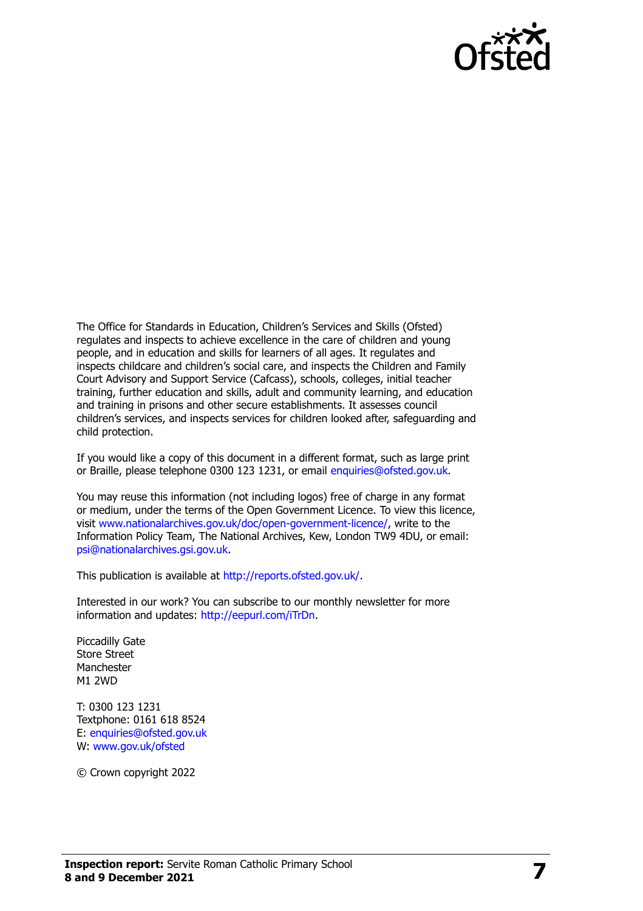The Office for Standards in Education, Children's Services and Skills (Ofsted) regulates and inspects to achieve excellence in the care of children and young people, and in education and skills for learners of all ages. It regulates and inspects childcare and children's social care, and inspects the Children and Family Court Advisory and Support Service (Cafcass), schools, colleges, initial teacher training, further education and skills, adult and community learning, and education and training in prisons and other secure establishments. It assesses council children's services, and inspects services for children looked after, safeguarding and child protection.

If you would like a copy of this document in a different format, such as large print or Braille, please telephone 0300 123 1231, or email enquiries@ofsted.gov.uk.

You may reuse this information (not including logos) free of charge in any format or medium, under the terms of the Open Government Licence. To view this licence, visit www.nationalarchives.gov.uk/doc/open-government-licence/, write to the Information Policy Team, The National Archives, Kew, London TW9 4DU, or email: psi@nationalarchives.gsi.gov.uk.

This publication is available at http://reports.ofsted.gov.uk/.

Interested in our work? You can subscribe to our monthly newsletter for more information and updates: http://eepurl.com/iTrDn.

Piccadilly Gate
Store Street
Manchester
M1 2WD

T: 0300 123 1231
Textphone: 0161 618 8524
E: enquiries@ofsted.gov.uk
W: www.gov.uk/ofsted

© Crown copyright 2022